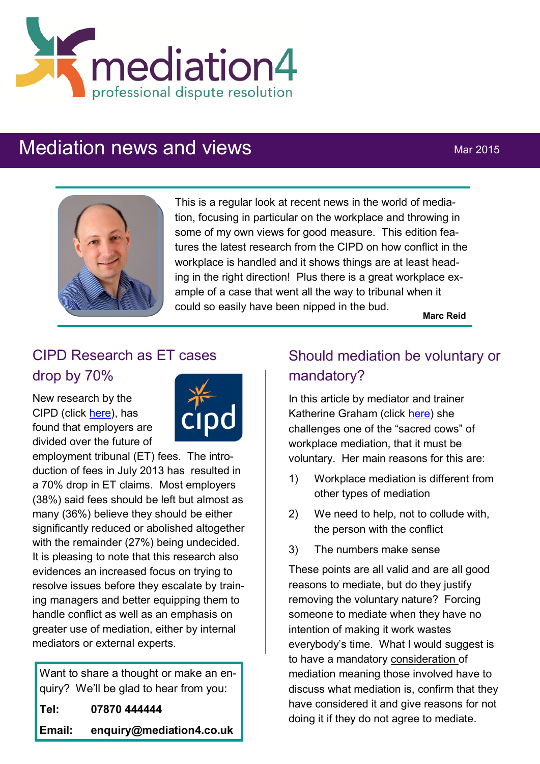mediation4

professional dispute resolution

# Mediation news and views

Mar 2015

This is a regular look at recent news in the world of mediation, focusing in particular on the workplace and throwing in some of my own views for good measure. This edition features the latest research from the CIPD on how conflict in the workplace is handled and it shows things are at least heading in the right direction! Plus there is a great workplace example of a case that went all the way to tribunal when it could so easily have been nipped in the bud.

**Marc Reid**

## CIPD Research as ET cases drop by 70%

New research by the CIPD (click here), has found that employers are divided over the future of employment tribunal (ET) fees. The introduction of fees in July 2013 has resulted in a 70% drop in ET claims. Most employers (38%) said fees should be left but almost as many (36%) believe they should be either significantly reduced or abolished altogether with the remainder (27%) being undecided. It is pleasing to note that this research also evidences an increased focus on trying to resolve issues before they escalate by training managers and better equipping them to handle conflict as well as an emphasis on greater use of mediation, either by internal mediators or external experts.

Want to share a thought or make an enquiry? We'll be glad to hear from you:

**Tel:** **07870 444444**

**Email:** **enquiry@mediation4.co.uk**

## Should mediation be voluntary or mandatory?

In this article by mediator and trainer Katherine Graham (click here) she challenges one of the "sacred cows" of workplace mediation, that it must be voluntary. Her main reasons for this are:

1) Workplace mediation is different from other types of mediation
2) We need to help, not to collude with, the person with the conflict
3) The numbers make sense

These points are all valid and are all good reasons to mediate, but do they justify removing the voluntary nature? Forcing someone to mediate when they have no intention of making it work wastes everybody's time. What I would suggest is to have a mandatory consideration of mediation meaning those involved have to discuss what mediation is, confirm that they have considered it and give reasons for not doing it if they do not agree to mediate.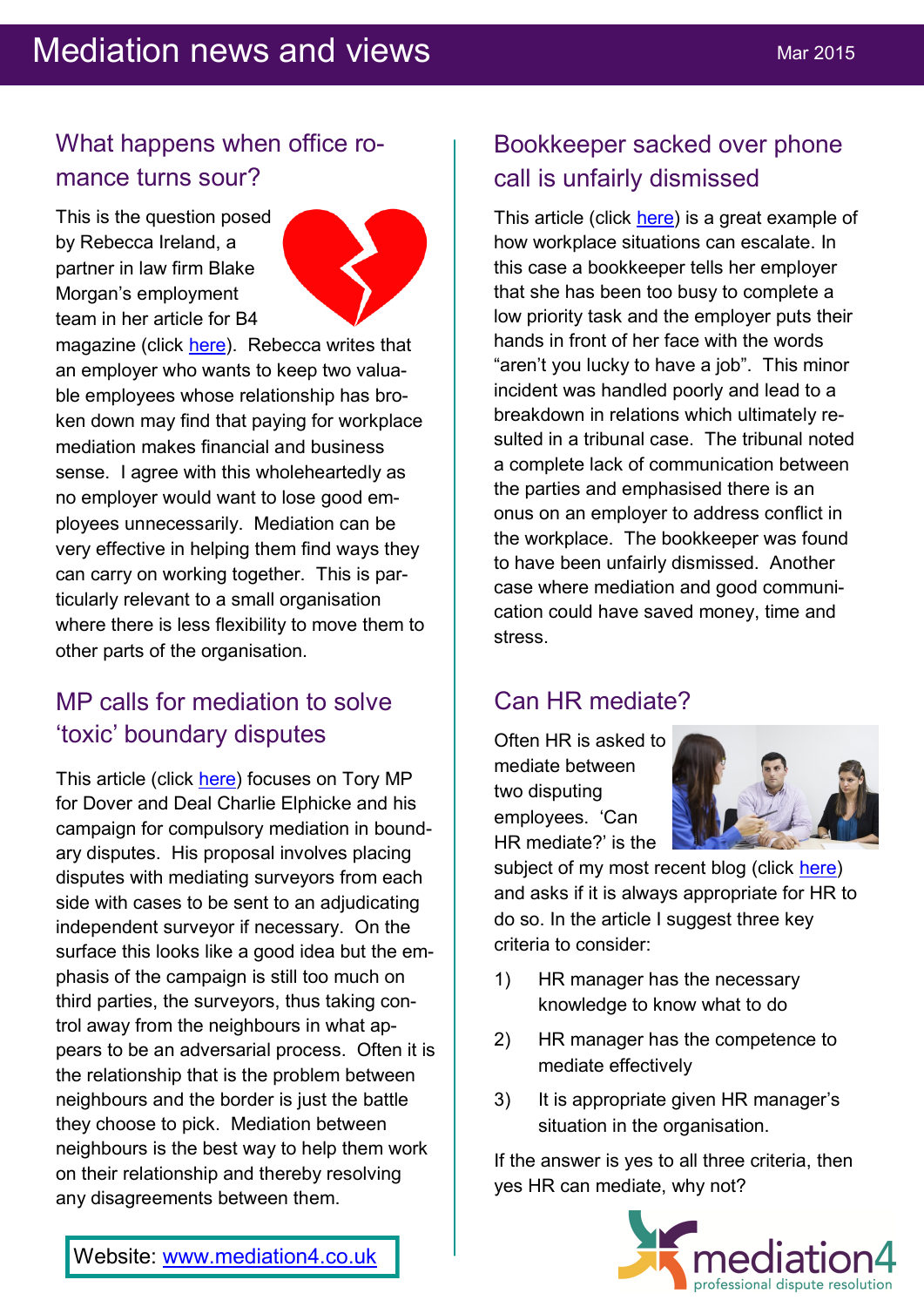# Mediation news and views

Mar 2015

## What happens when office romance turns sour?

This is the question posed by Rebecca Ireland, a partner in law firm Blake Morgan's employment team in her article for B4 magazine (click here). Rebecca writes that an employer who wants to keep two valuable employees whose relationship has broken down may find that paying for workplace mediation makes financial and business sense. I agree with this wholeheartedly as no employer would want to lose good employees unnecessarily. Mediation can be very effective in helping them find ways they can carry on working together. This is particularly relevant to a small organisation where there is less flexibility to move them to other parts of the organisation.

## MP calls for mediation to solve 'toxic' boundary disputes

This article (click here) focuses on Tory MP for Dover and Deal Charlie Elphicke and his campaign for compulsory mediation in boundary disputes. His proposal involves placing disputes with mediating surveyors from each side with cases to be sent to an adjudicating independent surveyor if necessary. On the surface this looks like a good idea but the emphasis of the campaign is still too much on third parties, the surveyors, thus taking control away from the neighbours in what appears to be an adversarial process. Often it is the relationship that is the problem between neighbours and the border is just the battle they choose to pick. Mediation between neighbours is the best way to help them work on their relationship and thereby resolving any disagreements between them.

Website: www.mediation4.co.uk

## Bookkeeper sacked over phone call is unfairly dismissed

This article (click here) is a great example of how workplace situations can escalate. In this case a bookkeeper tells her employer that she has been too busy to complete a low priority task and the employer puts their hands in front of her face with the words "aren't you lucky to have a job". This minor incident was handled poorly and lead to a breakdown in relations which ultimately resulted in a tribunal case. The tribunal noted a complete lack of communication between the parties and emphasised there is an onus on an employer to address conflict in the workplace. The bookkeeper was found to have been unfairly dismissed. Another case where mediation and good communication could have saved money, time and stress.

## Can HR mediate?

Often HR is asked to mediate between two disputing employees. 'Can HR mediate?' is the subject of my most recent blog (click here) and asks if it is always appropriate for HR to do so. In the article I suggest three key criteria to consider:

1) HR manager has the necessary knowledge to know what to do
2) HR manager has the competence to mediate effectively
3) It is appropriate given HR manager's situation in the organisation.

If the answer is yes to all three criteria, then yes HR can mediate, why not?

mediation4
professional dispute resolution